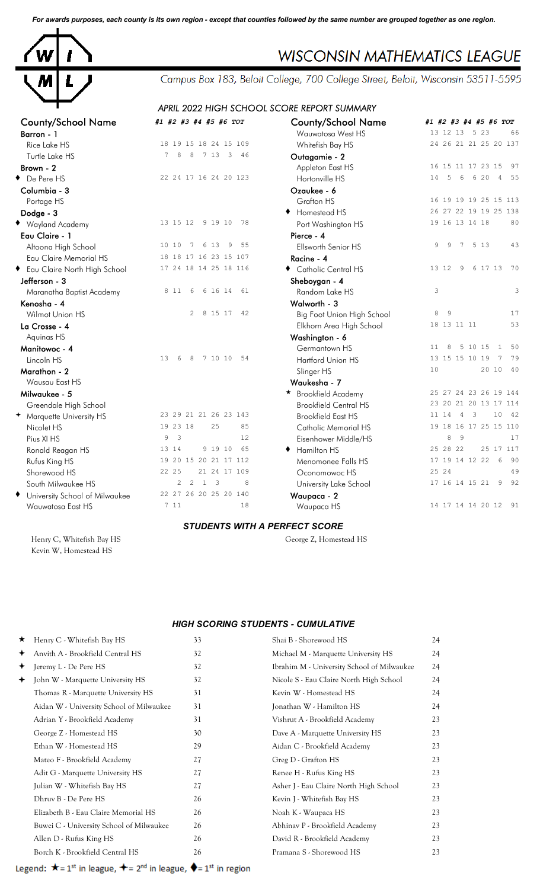*For awards purposes, each county is its own region - except that counties followed by the same number are grouped together as one region.*

# WISCONSIN MATHEMATICS LEAGUE

Campus Box 183, Beloit College, 700 College Street, Beloit, Wisconsin 53511-5595

## *APRIL 2022 HIGH SCHOOL SCORE REPORT SUMMARY*

| County/School Name | #1 | #2 | #3 | #4 | #5 | #6 | TOT |
|---|---|---|---|---|---|---|---|
| **Barron - 1** | | | | | | | |
| Rice Lake HS | 18 | 19 | 15 | 18 | 24 | 15 | 109 |
| Turtle Lake HS | 7 | 8 | 8 | 7 | 13 | 3 | 46 |
| **Brown - 2** | | | | | | | |
| ♦ De Pere HS | 22 | 24 | 17 | 16 | 24 | 20 | 123 |
| **Columbia - 3** | | | | | | | |
| Portage HS | | | | | | | |
| **Dodge - 3** | | | | | | | |
| ♦ Wayland Academy | 13 | 15 | 12 | 9 | 19 | 10 | 78 |
| **Eau Claire - 1** | | | | | | | |
| Altoona High School | 10 | 10 | 7 | 6 | 13 | 9 | 55 |
| Eau Claire Memorial HS | 18 | 18 | 17 | 16 | 23 | 15 | 107 |
| ♦ Eau Claire North High School | 17 | 24 | 18 | 14 | 25 | 18 | 116 |
| **Jefferson - 3** | | | | | | | |
| Maranatha Baptist Academy | 8 | 11 | 6 | 6 | 16 | 14 | 61 |
| **Kenosha - 4** | | | | | | | |
| Wilmot Union HS | | | 2 | 8 | 15 | 17 | 42 |
| **La Crosse - 4** | | | | | | | |
| Aquinas HS | | | | | | | |
| **Manitowoc - 4** | | | | | | | |
| Lincoln HS | 13 | 6 | 8 | 7 | 10 | 10 | 54 |
| **Marathon - 2** | | | | | | | |
| Wausau East HS | | | | | | | |
| **Milwaukee - 5** | | | | | | | |
| Greendale High School | | | | | | | |
| ✦ Marquette University HS | 23 | 29 | 21 | 21 | 26 | 23 | 143 |
| Nicolet HS | 19 | 23 | 18 | | 25 | | 85 |
| Pius XI HS | 9 | 3 | | | | | 12 |
| Ronald Reagan HS | 13 | 14 | | 9 | 19 | 10 | 65 |
| Rufus King HS | 19 | 20 | 15 | 20 | 21 | 17 | 112 |
| Shorewood HS | 22 | 25 | | 21 | 24 | 17 | 109 |
| South Milwaukee HS | | 2 | 2 | 1 | 3 | | 8 |
| ♦ University School of Milwaukee | 22 | 27 | 26 | 20 | 25 | 20 | 140 |
| Wauwatosa East HS | 7 | 11 | | | | | 18 |
| Wauwatosa West HS | 13 | 12 | 13 | 5 | 23 | | 66 |
| Whitefish Bay HS | 24 | 26 | 21 | 21 | 25 | 20 | 137 |
| **Outagamie - 2** | | | | | | | |
| Appleton East HS | 16 | 15 | 11 | 17 | 23 | 15 | 97 |
| Hortonville HS | 14 | 5 | 6 | 6 | 20 | 4 | 55 |
| **Ozaukee - 6** | | | | | | | |
| Grafton HS | 16 | 19 | 19 | 19 | 25 | 15 | 113 |
| ♦ Homestead HS | 26 | 27 | 22 | 19 | 19 | 25 | 138 |
| Port Washington HS | 19 | 16 | 13 | 14 | 18 | | 80 |
| **Pierce - 4** | | | | | | | |
| Ellsworth Senior HS | 9 | 9 | 7 | 5 | 13 | | 43 |
| **Racine - 4** | | | | | | | |
| ♦ Catholic Central HS | 13 | 12 | 9 | 6 | 17 | 13 | 70 |
| **Sheboygan - 4** | | | | | | | |
| Random Lake HS | 3 | | | | | | 3 |
| **Walworth - 3** | | | | | | | |
| Big Foot Union High School | 8 | 9 | | | | | 17 |
| Elkhorn Area High School | 18 | 13 | 11 | 11 | | | 53 |
| **Washington - 6** | | | | | | | |
| Germantown HS | 11 | 8 | 5 | 10 | 15 | 1 | 50 |
| Hartford Union HS | 13 | 15 | 15 | 10 | 19 | 7 | 79 |
| Slinger HS | 10 | | | | 20 | 10 | 40 |
| **Waukesha - 7** | | | | | | | |
| ★ Brookfield Academy | 25 | 27 | 24 | 23 | 26 | 19 | 144 |
| Brookfield Central HS | 23 | 20 | 21 | 20 | 13 | 17 | 114 |
| Brookfield East HS | 11 | 14 | 4 | 3 | | 10 | 42 |
| Catholic Memorial HS | 19 | 18 | 16 | 17 | 25 | 15 | 110 |
| Eisenhower Middle/HS | | 8 | 9 | | | | 17 |
| ♦ Hamilton HS | 25 | 28 | 22 | | 25 | 17 | 117 |
| Menomonee Falls HS | 17 | 19 | 14 | 12 | 22 | 6 | 90 |
| Oconomowoc HS | 25 | 24 | | | | | 49 |
| University Lake School | 17 | 16 | 14 | 15 | 21 | 9 | 92 |
| **Waupaca - 2** | | | | | | | |
| Waupaca HS | 14 | 17 | 14 | 14 | 20 | 12 | 91 |

### *STUDENTS WITH A PERFECT SCORE*

Henry C, Whitefish Bay HS
Kevin W, Homestead HS
George Z, Homestead HS

### *HIGH SCORING STUDENTS - CUMULATIVE*

| Student | Score |
|---|---|
| ★ Henry C - Whitefish Bay HS | 33 |
| ✦ Anvith A - Brookfield Central HS | 32 |
| ✦ Jeremy L - De Pere HS | 32 |
| ✦ John W - Marquette University HS | 32 |
| Thomas R - Marquette University HS | 31 |
| Aidan W - University School of Milwaukee | 31 |
| Adrian Y - Brookfield Academy | 31 |
| George Z - Homestead HS | 30 |
| Ethan W - Homestead HS | 29 |
| Mateo F - Brookfield Academy | 27 |
| Adit G - Marquette University HS | 27 |
| Julian W - Whitefish Bay HS | 27 |
| Dhruv B - De Pere HS | 26 |
| Elizabeth B - Eau Claire Memorial HS | 26 |
| Buwei C - University School of Milwaukee | 26 |
| Allen D - Rufus King HS | 26 |
| Borch K - Brookfield Central HS | 26 |
| Shai B - Shorewood HS | 24 |
| Michael M - Marquette University HS | 24 |
| Ibrahim M - University School of Milwaukee | 24 |
| Nicole S - Eau Claire North High School | 24 |
| Kevin W - Homestead HS | 24 |
| Jonathan W - Hamilton HS | 24 |
| Vishrut A - Brookfield Academy | 23 |
| Dave A - Marquette University HS | 23 |
| Aidan C - Brookfield Academy | 23 |
| Greg D - Grafton HS | 23 |
| Renee H - Rufus King HS | 23 |
| Asher J - Eau Claire North High School | 23 |
| Kevin J - Whitefish Bay HS | 23 |
| Noah K - Waupaca HS | 23 |
| Abhinav P - Brookfield Academy | 23 |
| David R - Brookfield Academy | 23 |
| Pramana S - Shorewood HS | 23 |

Legend: ★ = 1st in league, ✦ = 2nd in league, ♦ = 1st in region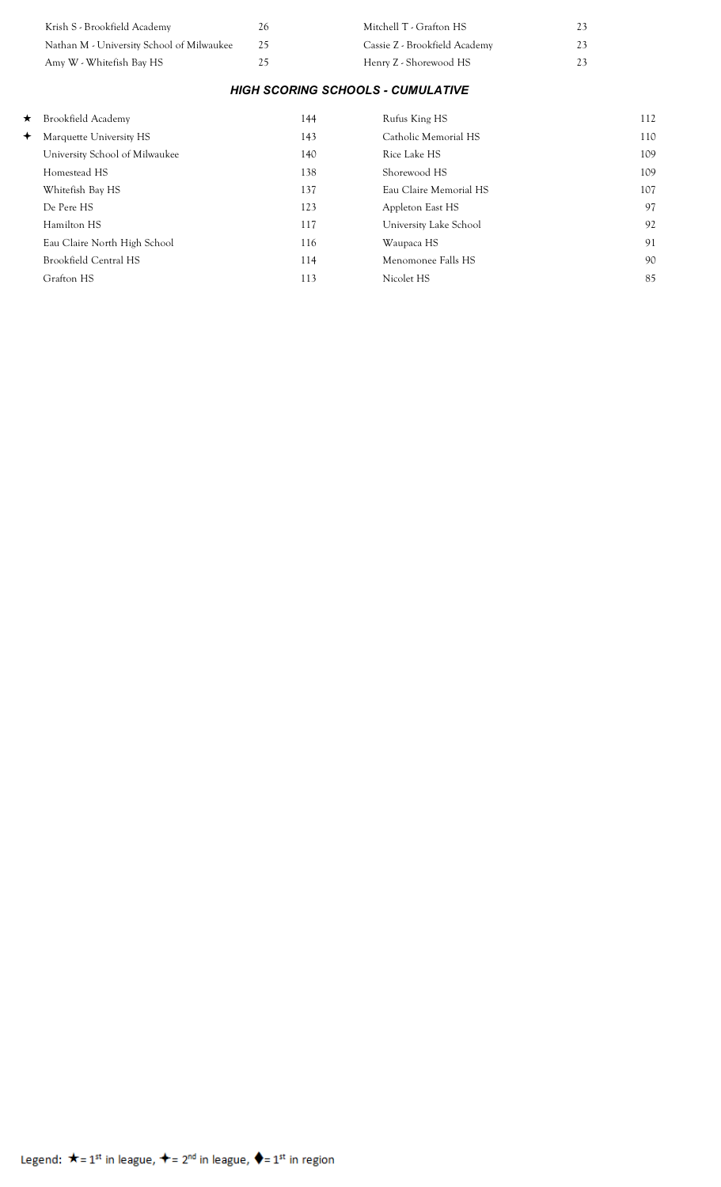| | | | |
|---|---|---|---|
| Krish S - Brookfield Academy | 26 | Mitchell T - Grafton HS | 23 |
| Nathan M - University School of Milwaukee | 25 | Cassie Z - Brookfield Academy | 23 |
| Amy W - Whitefish Bay HS | 25 | Henry Z - Shorewood HS | 23 |

## *HIGH SCORING SCHOOLS - CUMULATIVE*

| | | | | |
|---|---|---|---|---|
| ★ | Brookfield Academy | 144 | Rufus King HS | 112 |
| ✦ | Marquette University HS | 143 | Catholic Memorial HS | 110 |
| | University School of Milwaukee | 140 | Rice Lake HS | 109 |
| | Homestead HS | 138 | Shorewood HS | 109 |
| | Whitefish Bay HS | 137 | Eau Claire Memorial HS | 107 |
| | De Pere HS | 123 | Appleton East HS | 97 |
| | Hamilton HS | 117 | University Lake School | 92 |
| | Eau Claire North High School | 116 | Waupaca HS | 91 |
| | Brookfield Central HS | 114 | Menomonee Falls HS | 90 |
| | Grafton HS | 113 | Nicolet HS | 85 |

Legend: ★ = 1st in league, ✦ = 2nd in league, ♦ = 1st in region